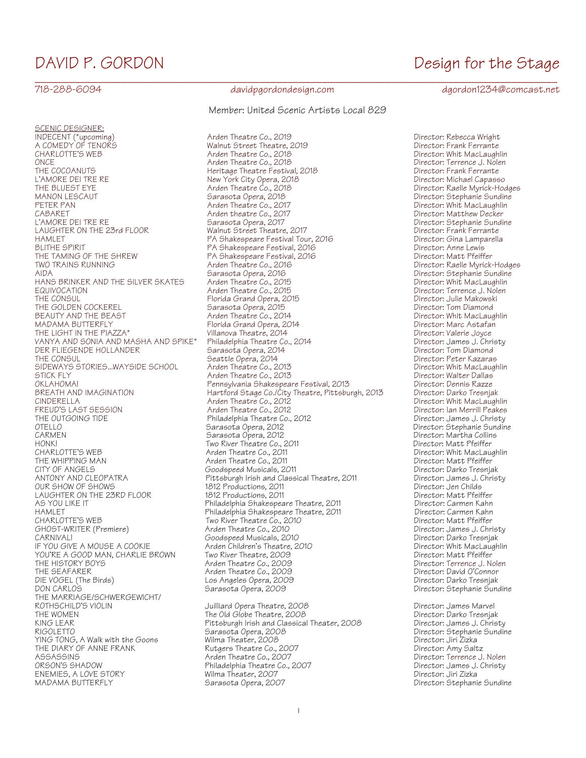# DAVID P. GORDON

## Design for the Stage

718-288-6094 | davidpgordondesign.com | dgordon1234@comcast.net

Member: United Scenic Artists Local 829

SCENIC DESIGNER:

| Production | Company | Director |
|---|---|---|
| INDECENT (*upcoming) | Arden Theatre Co., 2019 | Director: Rebecca Wright |
| A COMEDY OF TENORS | Walnut Street Theatre, 2019 | Director: Frank Ferrante |
| CHARLOTTE'S WEB | Arden Theatre Co., 2018 | Director: Whit MacLaughlin |
| ONCE | Arden Theatre Co., 2018 | Director: Terrence J. Nolen |
| THE COCOANUTS | Heritage Theatre Festival, 2018 | Director: Frank Ferrante |
| L'AMORE DEI TRE RE | New York City Opera, 2018 | Director: Michael Capasso |
| THE BLUEST EYE | Arden Theatre Co., 2018 | Director: Raelle Myrick-Hodges |
| MANON LESCAUT | Sarasota Opera, 2018 | Director: Stephanie Sundine |
| PETER PAN | Arden Theatre Co., 2017 | Director: Whit MacLaughlin |
| CABARET | Arden theatre Co., 2017 | Director: Matthew Decker |
| L'AMORE DEI TRE RE | Sarasota Opera, 2017 | Director: Stephanie Sundine |
| LAUGHTER ON THE 23rd FLOOR | Walnut Street Theatre, 2017 | Director: Frank Ferrante |
| HAMLET | PA Shakespeare Festival Tour, 2016 | Director: Gina Lamparella |
| BLITHE SPIRIT | PA Shakespeare Festival, 2016 | Director: Anne Lewis |
| THE TAMING OF THE SHREW | PA Shakespeare Festival, 2016 | Director: Matt Pfeiffer |
| TWO TRAINS RUNNING | Arden Theatre Co., 2016 | Director: Raelle Myrick-Hodges |
| AIDA | Sarasota Opera, 2016 | Director: Stephanie Sundine |
| HANS BRINKER AND THE SILVER SKATES | Arden Theatre Co., 2015 | Director: Whit MacLaughlin |
| EQUIVOCATION | Arden Theatre Co., 2015 | Director: Terrence J. Nolen |
| THE CONSUL | Florida Grand Opera, 2015 | Director: Julie Makowski |
| THE GOLDEN COCKEREL | Sarasota Opera, 2015 | Director: Tom Diamond |
| BEAUTY AND THE BEAST | Arden Theatre Co., 2014 | Director: Whit MacLaughlin |
| MADAMA BUTTERFLY | Florida Grand Opera, 2014 | Director: Marc Astafan |
| THE LIGHT IN THE PIAZZA* | Villanova Theatre, 2014 | Director: Valerie Joyce |
| VANYA AND SONIA AND MASHA AND SPIKE* | Philadelphia Theatre Co., 2014 | Director: James J. Christy |
| DER FLIEGENDE HOLLANDER | Sarasota Opera, 2014 | Director: Tom Diamond |
| THE CONSUL | Seattle Opera, 2014 | Director: Peter Kazaras |
| SIDEWAYS STORIES...WAYSIDE SCHOOL | Arden Theatre Co., 2013 | Director: Whit MacLaughlin |
| STICK FLY | Arden Theatre Co., 2013 | Director: Walter Dallas |
| OKLAHOMA! | Pennsylvania Shakespeare Festival, 2013 | Director: Dennis Razze |
| BREATH AND IMAGINATION | Hartford Stage Co./City Theatre, Pittsburgh, 2013 | Director: Darko Tresnjak |
| CINDERELLA | Arden Theatre Co., 2012 | Director: Whit MacLaughlin |
| FREUD'S LAST SESSION | Arden Theatre Co., 2012 | Director: Ian Merrill Peakes |
| THE OUTGOING TIDE | Philadelphia Theatre Co., 2012 | Director: James J. Christy |
| OTELLO | Sarasota Opera, 2012 | Director: Stephanie Sundine |
| CARMEN | Sarasota Opera, 2012 | Director: Martha Collins |
| HONK! | Two River Theatre Co., 2011 | Director: Matt Pfeiffer |
| CHARLOTTE'S WEB | Arden Theatre Co., 2011 | Director: Whit MacLaughlin |
| THE WHIPPING MAN | Arden Theatre Co., 2011 | Director: Matt Pfeiffer |
| CITY OF ANGELS | Goodspeed Musicals, 2011 | Director: Darko Tresnjak |
| ANTONY AND CLEOPATRA | Pittsburgh Irish and Classical Theatre, 2011 | Director: James J. Christy |
| OUR SHOW OF SHOWS | 1812 Productions, 2011 | Director: Jen Childs |
| LAUGHTER ON THE 23RD FLOOR | 1812 Productions, 2011 | Director: Matt Pfeiffer |
| AS YOU LIKE IT | Philadelphia Shakespeare Theatre, 2011 | Director: Carmen Kahn |
| HAMLET | Philadelphia Shakespeare Theatre, 2011 | Director: Carmen Kahn |
| CHARLOTTE'S WEB | Two River Theatre Co., 2010 | Director: Matt Pfeiffer |
| GHOST-WRITER (Premiere) | Arden Theatre Co., 2010 | Director: James J. Christy |
| CARNIVAL! | Goodspeed Musicals, 2010 | Director: Darko Tresnjak |
| IF YOU GIVE A MOUSE A COOKIE | Arden Children's Theatre, 2010 | Director: Whit MacLaughlin |
| YOU'RE A GOOD MAN, CHARLIE BROWN | Two River Theatre, 2009 | Director: Matt Pfeiffer |
| THE HISTORY BOYS | Arden Theatre Co., 2009 | Director: Terrence J. Nolen |
| THE SEAFARER | Arden Theatre Co., 2009 | Director: David O'Connor |
| DIE VOGEL (The Birds) | Los Angeles Opera, 2009 | Director: Darko Tresnjak |
| DON CARLOS | Sarasota Opera, 2009 | Director: Stephanie Sundine |
| THE MARRIAGE/SCHWERGEWICHT/ ROTHSCHILD'S VIOLIN | Juilliard Opera Theatre, 2008 | Director: James Marvel |
| THE WOMEN | The Old Globe Theatre, 2008 | Director: Darko Tresnjak |
| KING LEAR | Pittsburgh Irish and Classical Theater, 2008 | Director: James J. Christy |
| RIGOLETTO | Sarasota Opera, 2008 | Director: Stephanie Sundine |
| YING TONG, A Walk with the Goons | Wilma Theater, 2008 | Director: Jiri Zizka |
| THE DIARY OF ANNE FRANK | Rutgers Theatre Co., 2007 | Director: Amy Saltz |
| ASSASSINS | Arden Theatre Co., 2007 | Director: Terrence J. Nolen |
| ORSON'S SHADOW | Philadelphia Theatre Co., 2007 | Director: James J. Christy |
| ENEMIES, A LOVE STORY | Wilma Theater, 2007 | Director: Jiri Zizka |
| MADAMA BUTTERFLY | Sarasota Opera, 2007 | Director: Stephanie Sundine |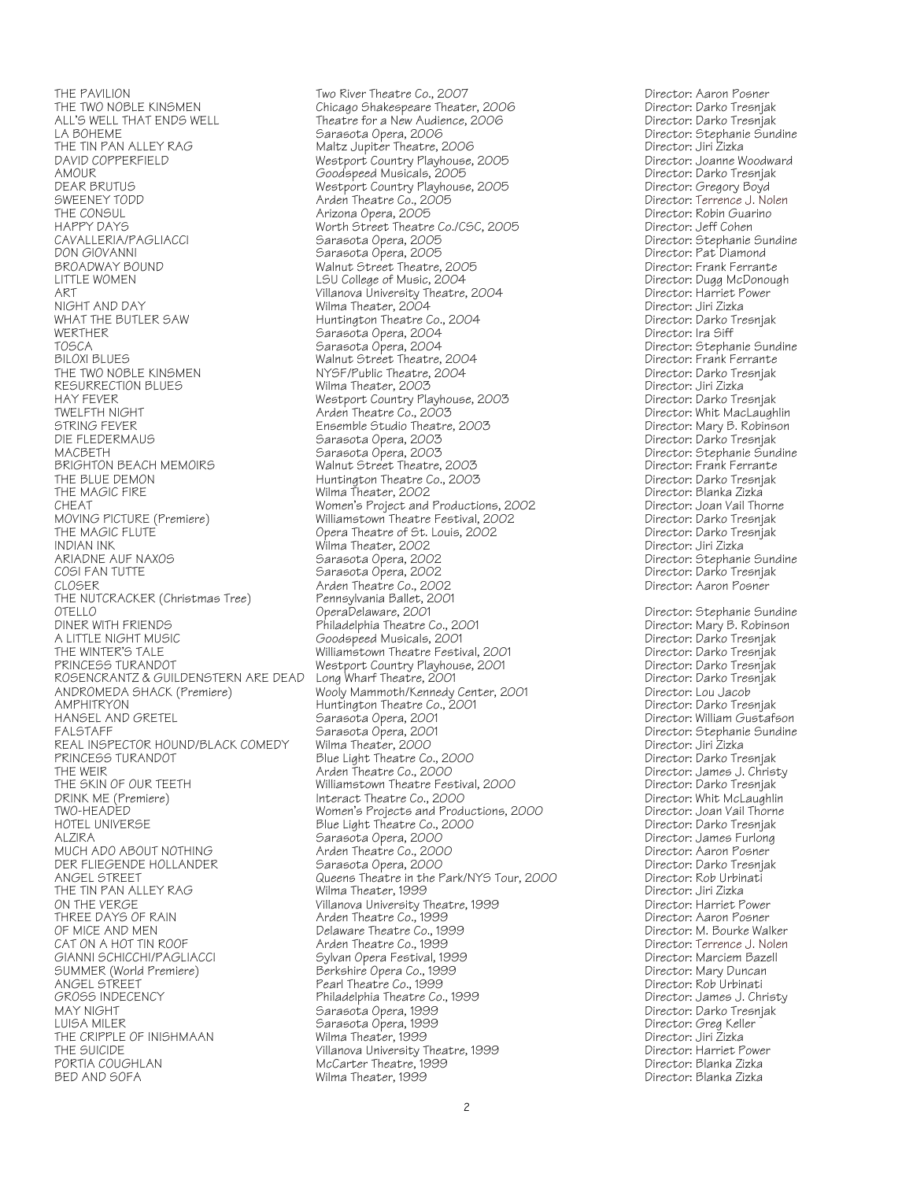| | | |
|---|---|---|
| THE PAVILION | Two River Theatre Co., 2007 | Director: Aaron Posner |
| THE TWO NOBLE KINSMEN | Chicago Shakespeare Theater, 2006 | Director: Darko Tresnjak |
| ALL'S WELL THAT ENDS WELL | Theatre for a New Audience, 2006 | Director: Darko Tresnjak |
| LA BOHEME | Sarasota Opera, 2006 | Director: Stephanie Sundine |
| THE TIN PAN ALLEY RAG | Maltz Jupiter Theatre, 2006 | Director: Jiri Zizka |
| DAVID COPPERFIELD | Westport Country Playhouse, 2005 | Director: Joanne Woodward |
| AMOUR | Goodspeed Musicals, 2005 | Director: Darko Tresnjak |
| DEAR BRUTUS | Westport Country Playhouse, 2005 | Director: Gregory Boyd |
| SWEENEY TODD | Arden Theatre Co., 2005 | Director: Terrence J. Nolen |
| THE CONSUL | Arizona Opera, 2005 | Director: Robin Guarino |
| HAPPY DAYS | Worth Street Theatre Co./CSC, 2005 | Director: Jeff Cohen |
| CAVALLERIA/PAGLIACCI | Sarasota Opera, 2005 | Director: Stephanie Sundine |
| DON GIOVANNI | Sarasota Opera, 2005 | Director: Pat Diamond |
| BROADWAY BOUND | Walnut Street Theatre, 2005 | Director: Frank Ferrante |
| LITTLE WOMEN | LSU College of Music, 2004 | Director: Dugg McDonough |
| ART | Villanova University Theatre, 2004 | Director: Harriet Power |
| NIGHT AND DAY | Wilma Theater, 2004 | Director: Jiri Zizka |
| WHAT THE BUTLER SAW | Huntington Theatre Co., 2004 | Director: Darko Tresnjak |
| WERTHER | Sarasota Opera, 2004 | Director: Ira Siff |
| TOSCA | Sarasota Opera, 2004 | Director: Stephanie Sundine |
| BILOXI BLUES | Walnut Street Theatre, 2004 | Director: Frank Ferrante |
| THE TWO NOBLE KINSMEN | NYSF/Public Theatre, 2004 | Director: Darko Tresnjak |
| RESURRECTION BLUES | Wilma Theater, 2003 | Director: Jiri Zizka |
| HAY FEVER | Westport Country Playhouse, 2003 | Director: Darko Tresnjak |
| TWELFTH NIGHT | Arden Theatre Co., 2003 | Director: Whit MacLaughlin |
| STRING FEVER | Ensemble Studio Theatre, 2003 | Director: Mary B. Robinson |
| DIE FLEDERMAUS | Sarasota Opera, 2003 | Director: Darko Tresnjak |
| MACBETH | Sarasota Opera, 2003 | Director: Stephanie Sundine |
| BRIGHTON BEACH MEMOIRS | Walnut Street Theatre, 2003 | Director: Frank Ferrante |
| THE BLUE DEMON | Huntington Theatre Co., 2003 | Director: Darko Tresnjak |
| THE MAGIC FIRE | Wilma Theater, 2002 | Director: Blanka Zizka |
| CHEAT | Women's Project and Productions, 2002 | Director: Joan Vail Thorne |
| MOVING PICTURE (Premiere) | Williamstown Theatre Festival, 2002 | Director: Darko Tresnjak |
| THE MAGIC FLUTE | Opera Theatre of St. Louis, 2002 | Director: Darko Tresnjak |
| INDIAN INK | Wilma Theater, 2002 | Director: Jiri Zizka |
| ARIADNE AUF NAXOS | Sarasota Opera, 2002 | Director: Stephanie Sundine |
| COSI FAN TUTTE | Sarasota Opera, 2002 | Director: Darko Tresnjak |
| CLOSER | Arden Theatre Co., 2002 | Director: Aaron Posner |
| THE NUTCRACKER (Christmas Tree) | Pennsylvania Ballet, 2001 | |
| OTELLO | OperaDelaware, 2001 | Director: Stephanie Sundine |
| DINER WITH FRIENDS | Philadelphia Theatre Co., 2001 | Director: Mary B. Robinson |
| A LITTLE NIGHT MUSIC | Goodspeed Musicals, 2001 | Director: Darko Tresnjak |
| THE WINTER'S TALE | Williamstown Theatre Festival, 2001 | Director: Darko Tresnjak |
| PRINCESS TURANDOT | Westport Country Playhouse, 2001 | Director: Darko Tresnjak |
| ROSENCRANTZ & GUILDENSTERN ARE DEAD | Long Wharf Theatre, 2001 | Director: Darko Tresnjak |
| ANDROMEDA SHACK (Premiere) | Wooly Mammoth/Kennedy Center, 2001 | Director: Lou Jacob |
| AMPHITRYON | Huntington Theatre Co., 2001 | Director: Darko Tresnjak |
| HANSEL AND GRETEL | Sarasota Opera, 2001 | Director: William Gustafson |
| FALSTAFF | Sarasota Opera, 2001 | Director: Stephanie Sundine |
| REAL INSPECTOR HOUND/BLACK COMEDY | Wilma Theater, 2000 | Director: Jiri Zizka |
| PRINCESS TURANDOT | Blue Light Theatre Co., 2000 | Director: Darko Tresnjak |
| THE WEIR | Arden Theatre Co., 2000 | Director: James J. Christy |
| THE SKIN OF OUR TEETH | Williamstown Theatre Festival, 2000 | Director: Darko Tresnjak |
| DRINK ME (Premiere) | Interact Theatre Co., 2000 | Director: Whit McLaughlin |
| TWO-HEADED | Women's Projects and Productions, 2000 | Director: Joan Vail Thorne |
| HOTEL UNIVERSE | Blue Light Theatre Co., 2000 | Director: Darko Tresnjak |
| ALZIRA | Sarasota Opera, 2000 | Director: James Furlong |
| MUCH ADO ABOUT NOTHING | Arden Theatre Co., 2000 | Director: Aaron Posner |
| DER FLIEGENDE HOLLANDER | Sarasota Opera, 2000 | Director: Darko Tresnjak |
| ANGEL STREET | Queens Theatre in the Park/NYS Tour, 2000 | Director: Rob Urbinati |
| THE TIN PAN ALLEY RAG | Wilma Theater, 1999 | Director: Jiri Zizka |
| ON THE VERGE | Villanova University Theatre, 1999 | Director: Harriet Power |
| THREE DAYS OF RAIN | Arden Theatre Co., 1999 | Director: Aaron Posner |
| OF MICE AND MEN | Delaware Theatre Co., 1999 | Director: M. Bourke Walker |
| CAT ON A HOT TIN ROOF | Arden Theatre Co., 1999 | Director: Terrence J. Nolen |
| GIANNI SCHICCHI/PAGLIACCI | Sylvan Opera Festival, 1999 | Director: Marciem Bazell |
| SUMMER (World Premiere) | Berkshire Opera Co., 1999 | Director: Mary Duncan |
| ANGEL STREET | Pearl Theatre Co., 1999 | Director: Rob Urbinati |
| GROSS INDECENCY | Philadelphia Theatre Co., 1999 | Director: James J. Christy |
| MAY NIGHT | Sarasota Opera, 1999 | Director: Darko Tresnjak |
| LUISA MILER | Sarasota Opera, 1999 | Director: Greg Keller |
| THE CRIPPLE OF INISHMAAN | Wilma Theater, 1999 | Director: Jiri Zizka |
| THE SUICIDE | Villanova University Theatre, 1999 | Director: Harriet Power |
| PORTIA COUGHLAN | McCarter Theatre, 1999 | Director: Blanka Zizka |
| BED AND SOFA | Wilma Theater, 1999 | Director: Blanka Zizka |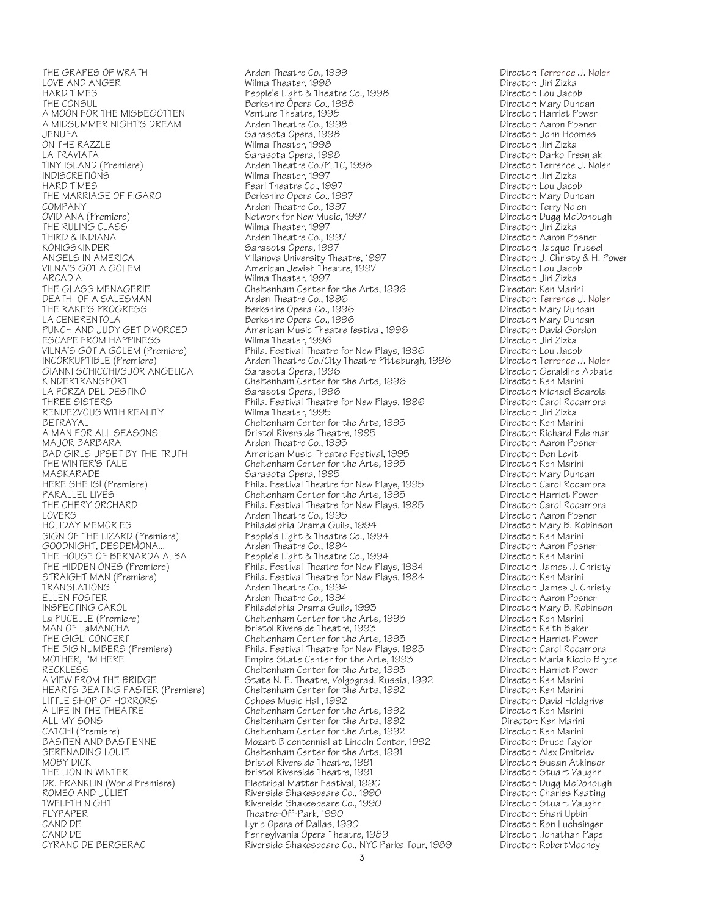| | | |
|---|---|---|
| THE GRAPES OF WRATH | Arden Theatre Co., 1999 | Director: Terrence J. Nolen |
| LOVE AND ANGER | Wilma Theater, 1998 | Director: Jiri Zizka |
| HARD TIMES | People's Light & Theatre Co., 1998 | Director: Lou Jacob |
| THE CONSUL | Berkshire Opera Co., 1998 | Director: Mary Duncan |
| A MOON FOR THE MISBEGOTTEN | Venture Theatre, 1998 | Director: Harriet Power |
| A MIDSUMMER NIGHT'S DREAM | Arden Theatre Co., 1998 | Director: Aaron Posner |
| JENUFA | Sarasota Opera, 1998 | Director: John Hoomes |
| ON THE RAZZLE | Wilma Theater, 1998 | Director: Jiri Zizka |
| LA TRAVIATA | Sarasota Opera, 1998 | Director: Darko Tresnjak |
| TINY ISLAND (Premiere) | Arden Theatre Co./PLTC, 1998 | Director: Terrence J. Nolen |
| INDISCRETIONS | Wilma Theater, 1997 | Director: Jiri Zizka |
| HARD TIMES | Pearl Theatre Co., 1997 | Director: Lou Jacob |
| THE MARRIAGE OF FIGARO | Berkshire Opera Co., 1997 | Director: Mary Duncan |
| COMPANY | Arden Theatre Co., 1997 | Director: Terry Nolen |
| OVIDIANA (Premiere) | Network for New Music, 1997 | Director: Dugg McDonough |
| THE RULING CLASS | Wilma Theater, 1997 | Director: Jiri Zizka |
| THIRD & INDIANA | Arden Theatre Co., 1997 | Director: Aaron Posner |
| KONIGSKINDER | Sarasota Opera, 1997 | Director: Jacque Trussel |
| ANGELS IN AMERICA | Villanova University Theatre, 1997 | Director: J. Christy & H. Power |
| VILNA'S GOT A GOLEM | American Jewish Theatre, 1997 | Director: Lou Jacob |
| ARCADIA | Wilma Theater, 1997 | Director: Jiri Zizka |
| THE GLASS MENAGERIE | Cheltenham Center for the Arts, 1996 | Director: Ken Marini |
| DEATH OF A SALESMAN | Arden Theatre Co., 1996 | Director: Terrence J. Nolen |
| THE RAKE'S PROGRESS | Berkshire Opera Co., 1996 | Director: Mary Duncan |
| LA CENERENTOLA | Berkshire Opera Co., 1996 | Director: Mary Duncan |
| PUNCH AND JUDY GET DIVORCED | American Music Theatre festival, 1996 | Director: David Gordon |
| ESCAPE FROM HAPPINESS | Wilma Theater, 1996 | Director: Jiri Zizka |
| VILNA'S GOT A GOLEM (Premiere) | Phila. Festival Theatre for New Plays, 1996 | Director: Lou Jacob |
| INCORRUPTIBLE (Premiere) | Arden Theatre Co./City Theatre Pittsburgh, 1996 | Director: Terrence J. Nolen |
| GIANNI SCHICCHI/SUOR ANGELICA | Sarasota Opera, 1996 | Director: Geraldine Abbate |
| KINDERTRANSPORT | Cheltenham Center for the Arts, 1996 | Director: Ken Marini |
| LA FORZA DEL DESTINO | Sarasota Opera, 1996 | Director: Michael Scarola |
| THREE SISTERS | Phila. Festival Theatre for New Plays, 1996 | Director: Carol Rocamora |
| RENDEZVOUS WITH REALITY | Wilma Theater, 1995 | Director: Jiri Zizka |
| BETRAYAL | Cheltenham Center for the Arts, 1995 | Director: Ken Marini |
| A MAN FOR ALL SEASONS | Bristol Riverside Theatre, 1995 | Director: Richard Edelman |
| MAJOR BARBARA | Arden Theatre Co., 1995 | Director: Aaron Posner |
| BAD GIRLS UPSET BY THE TRUTH | American Music Theatre Festival, 1995 | Director: Ben Levit |
| THE WINTER'S TALE | Cheltenham Center for the Arts, 1995 | Director: Ken Marini |
| MASKARADE | Sarasota Opera, 1995 | Director: Mary Duncan |
| HERE SHE IS! (Premiere) | Phila. Festival Theatre for New Plays, 1995 | Director: Carol Rocamora |
| PARALLEL LIVES | Cheltenham Center for the Arts, 1995 | Director: Harriet Power |
| THE CHERY ORCHARD | Phila. Festival Theatre for New Plays, 1995 | Director: Carol Rocamora |
| LOVERS | Arden Theatre Co., 1995 | Director: Aaron Posner |
| HOLIDAY MEMORIES | Philadelphia Drama Guild, 1994 | Director: Mary B. Robinson |
| SIGN OF THE LIZARD (Premiere) | People's Light & Theatre Co., 1994 | Director: Ken Marini |
| GOODNIGHT, DESDEMONA... | Arden Theatre Co., 1994 | Director: Aaron Posner |
| THE HOUSE OF BERNARDA ALBA | People's Light & Theatre Co., 1994 | Director: Ken Marini |
| THE HIDDEN ONES (Premiere) | Phila. Festival Theatre for New Plays, 1994 | Director: James J. Christy |
| STRAIGHT MAN (Premiere) | Phila. Festival Theatre for New Plays, 1994 | Director: Ken Marini |
| TRANSLATIONS | Arden Theatre Co., 1994 | Director: James J. Christy |
| ELLEN FOSTER | Arden Theatre Co., 1994 | Director: Aaron Posner |
| INSPECTING CAROL | Philadelphia Drama Guild, 1993 | Director: Mary B. Robinson |
| La PUCELLE (Premiere) | Cheltenham Center for the Arts, 1993 | Director: Ken Marini |
| MAN OF LaMANCHA | Bristol Riverside Theatre, 1993 | Director: Keith Baker |
| THE GIGLI CONCERT | Cheltenham Center for the Arts, 1993 | Director: Harriet Power |
| THE BIG NUMBERS (Premiere) | Phila. Festival Theatre for New Plays, 1993 | Director: Carol Rocamora |
| MOTHER, I"M HERE | Empire State Center for the Arts, 1993 | Director: Maria Riccio Bryce |
| RECKLESS | Cheltenham Center for the Arts, 1993 | Director: Harriet Power |
| A VIEW FROM THE BRIDGE | State N. E. Theatre, Volgograd, Russia, 1992 | Director: Ken Marini |
| HEARTS BEATING FASTER (Premiere) | Cheltenham Center for the Arts, 1992 | Director: Ken Marini |
| LITTLE SHOP OF HORRORS | Cohoes Music Hall, 1992 | Director: David Holdgrive |
| A LIFE IN THE THEATRE | Cheltenham Center for the Arts, 1992 | Director: Ken Marini |
| ALL MY SONS | Cheltenham Center for the Arts, 1992 | Director: Ken Marini |
| CATCH! (Premiere) | Cheltenham Center for the Arts, 1992 | Director: Ken Marini |
| BASTIEN AND BASTIENNE | Mozart Bicentennial at Lincoln Center, 1992 | Director: Bruce Taylor |
| SERENADING LOUIE | Cheltenham Center for the Arts, 1991 | Director: Alex Dmitriev |
| MOBY DICK | Bristol Riverside Theatre, 1991 | Director: Susan Atkinson |
| THE LION IN WINTER | Bristol Riverside Theatre, 1991 | Director: Stuart Vaughn |
| DR. FRANKLIN (World Premiere) | Electrical Matter Festival, 1990 | Director: Dugg McDonough |
| ROMEO AND JULIET | Riverside Shakespeare Co., 1990 | Director: Charles Keating |
| TWELFTH NIGHT | Riverside Shakespeare Co., 1990 | Director: Stuart Vaughn |
| FLYPAPER | Theatre-Off-Park, 1990 | Director: Shari Upbin |
| CANDIDE | Lyric Opera of Dallas, 1990 | Director: Ron Luchsinger |
| CANDIDE | Pennsylvania Opera Theatre, 1989 | Director: Jonathan Pape |
| CYRANO DE BERGERAC | Riverside Shakespeare Co., NYC Parks Tour, 1989 | Director: RobertMooney |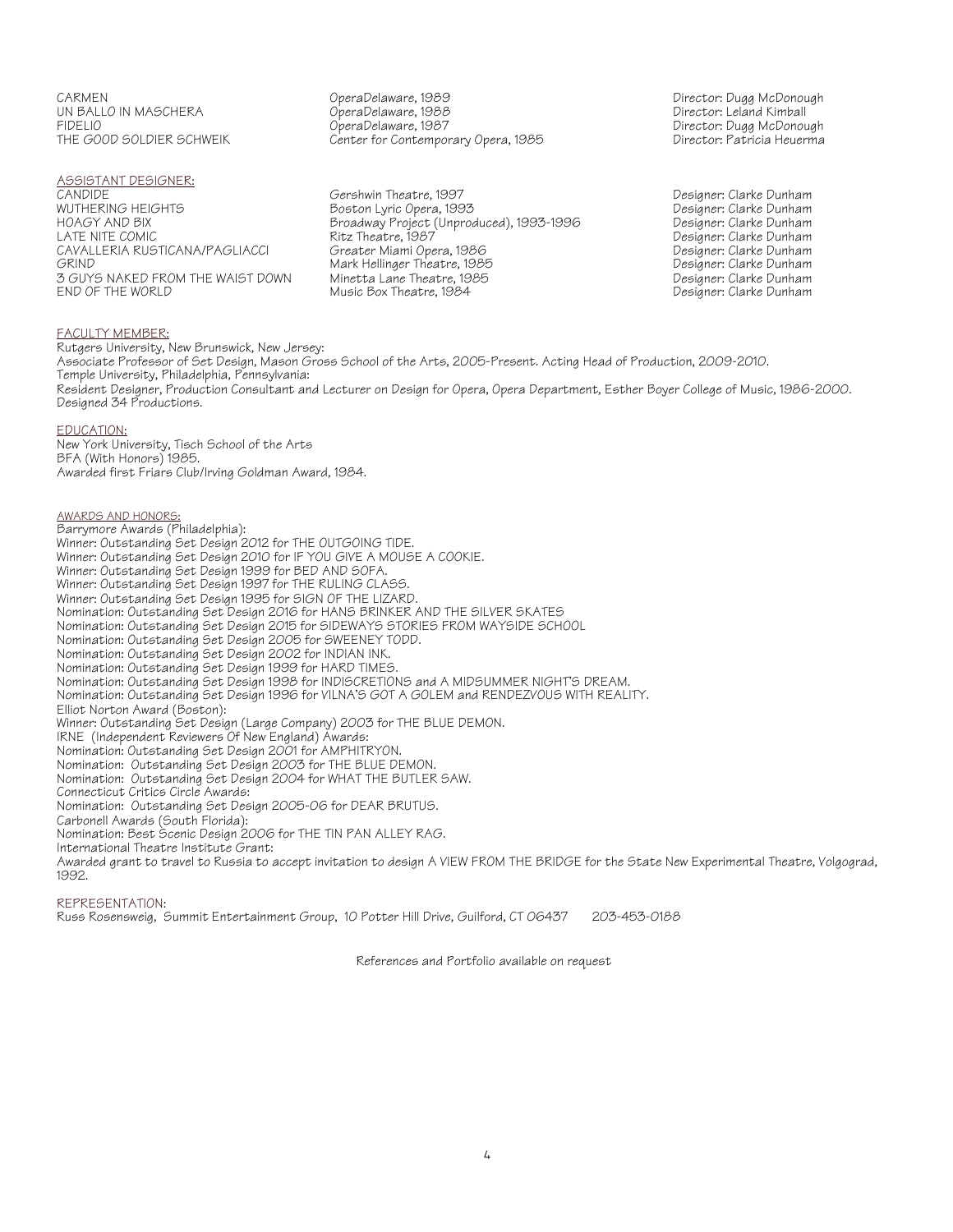| | | |
|---|---|---|
| CARMEN | OperaDelaware, 1989 | Director: Dugg McDonough |
| UN BALLO IN MASCHERA | OperaDelaware, 1988 | Director: Leland Kimball |
| FIDELIO | OperaDelaware, 1987 | Director: Dugg McDonough |
| THE GOOD SOLDIER SCHWEIK | Center for Contemporary Opera, 1985 | Director: Patricia Heuerma |

ASSISTANT DESIGNER:

| | | |
|---|---|---|
| CANDIDE | Gershwin Theatre, 1997 | Designer: Clarke Dunham |
| WUTHERING HEIGHTS | Boston Lyric Opera, 1993 | Designer: Clarke Dunham |
| HOAGY AND BIX | Broadway Project (Unproduced), 1993-1996 | Designer: Clarke Dunham |
| LATE NITE COMIC | Ritz Theatre, 1987 | Designer: Clarke Dunham |
| CAVALLERIA RUSTICANA/PAGLIACCI | Greater Miami Opera, 1986 | Designer: Clarke Dunham |
| GRIND | Mark Hellinger Theatre, 1985 | Designer: Clarke Dunham |
| 3 GUYS NAKED FROM THE WAIST DOWN | Minetta Lane Theatre, 1985 | Designer: Clarke Dunham |
| END OF THE WORLD | Music Box Theatre, 1984 | Designer: Clarke Dunham |

FACULTY MEMBER:

Rutgers University, New Brunswick, New Jersey:
Associate Professor of Set Design, Mason Gross School of the Arts, 2005-Present. Acting Head of Production, 2009-2010.
Temple University, Philadelphia, Pennsylvania:
Resident Designer, Production Consultant and Lecturer on Design for Opera, Opera Department, Esther Boyer College of Music, 1986-2000.
Designed 34 Productions.

EDUCATION:

New York University, Tisch School of the Arts
BFA (With Honors) 1985.
Awarded first Friars Club/Irving Goldman Award, 1984.

AWARDS AND HONORS:

Barrymore Awards (Philadelphia):
Winner: Outstanding Set Design 2012 for THE OUTGOING TIDE.
Winner: Outstanding Set Design 2010 for IF YOU GIVE A MOUSE A COOKIE.
Winner: Outstanding Set Design 1999 for BED AND SOFA.
Winner: Outstanding Set Design 1997 for THE RULING CLASS.
Winner: Outstanding Set Design 1995 for SIGN OF THE LIZARD.
Nomination: Outstanding Set Design 2016 for HANS BRINKER AND THE SILVER SKATES
Nomination: Outstanding Set Design 2015 for SIDEWAYS STORIES FROM WAYSIDE SCHOOL
Nomination: Outstanding Set Design 2005 for SWEENEY TODD.
Nomination: Outstanding Set Design 2002 for INDIAN INK.
Nomination: Outstanding Set Design 1999 for HARD TIMES.
Nomination: Outstanding Set Design 1998 for INDISCRETIONS and A MIDSUMMER NIGHT'S DREAM.
Nomination: Outstanding Set Design 1996 for VILNA'S GOT A GOLEM and RENDEZVOUS WITH REALITY.
Elliot Norton Award (Boston):
Winner: Outstanding Set Design (Large Company) 2003 for THE BLUE DEMON.
IRNE (Independent Reviewers Of New England) Awards:
Nomination: Outstanding Set Design 2001 for AMPHITRYON.
Nomination: Outstanding Set Design 2003 for THE BLUE DEMON.
Nomination: Outstanding Set Design 2004 for WHAT THE BUTLER SAW.
Connecticut Critics Circle Awards:
Nomination: Outstanding Set Design 2005-06 for DEAR BRUTUS.
Carbonell Awards (South Florida):
Nomination: Best Scenic Design 2006 for THE TIN PAN ALLEY RAG.
International Theatre Institute Grant:
Awarded grant to travel to Russia to accept invitation to design A VIEW FROM THE BRIDGE for the State New Experimental Theatre, Volgograd, 1992.

REPRESENTATION:

Russ Rosensweig, Summit Entertainment Group, 10 Potter Hill Drive, Guilford, CT 06437 203-453-0188

References and Portfolio available on request